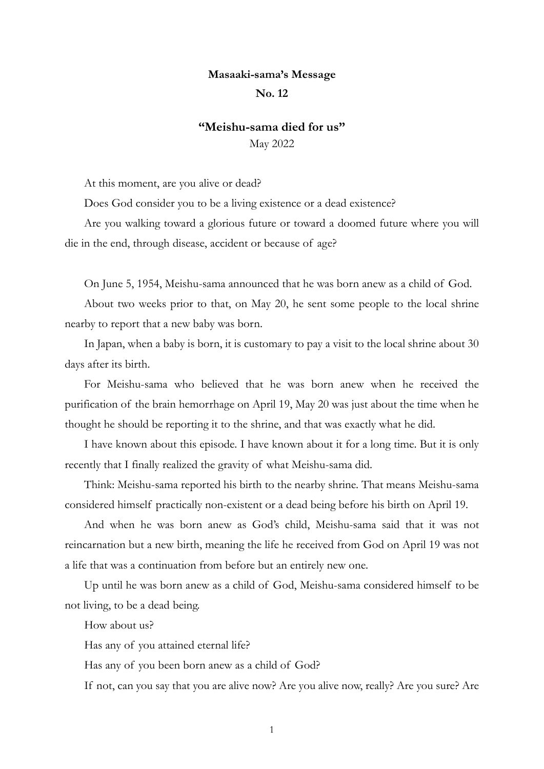**Masaaki-sama's Message**

**No. 12**

**"Meishu-sama died for us"**

May 2022

At this moment, are you alive or dead?

Does God consider you to be a living existence or a dead existence?

Are you walking toward a glorious future or toward a doomed future where you will die in the end, through disease, accident or because of age?

On June 5, 1954, Meishu-sama announced that he was born anew as a child of God.

About two weeks prior to that, on May 20, he sent some people to the local shrine nearby to report that a new baby was born.

In Japan, when a baby is born, it is customary to pay a visit to the local shrine about 30 days after its birth.

For Meishu-sama who believed that he was born anew when he received the purification of the brain hemorrhage on April 19, May 20 was just about the time when he thought he should be reporting it to the shrine, and that was exactly what he did.

I have known about this episode. I have known about it for a long time. But it is only recently that I finally realized the gravity of what Meishu-sama did.

Think: Meishu-sama reported his birth to the nearby shrine. That means Meishu-sama considered himself practically non-existent or a dead being before his birth on April 19.

And when he was born anew as God's child, Meishu-sama said that it was not reincarnation but a new birth, meaning the life he received from God on April 19 was not a life that was a continuation from before but an entirely new one.

Up until he was born anew as a child of God, Meishu-sama considered himself to be not living, to be a dead being.

How about us?

Has any of you attained eternal life?

Has any of you been born anew as a child of God?

If not, can you say that you are alive now? Are you alive now, really? Are you sure? Are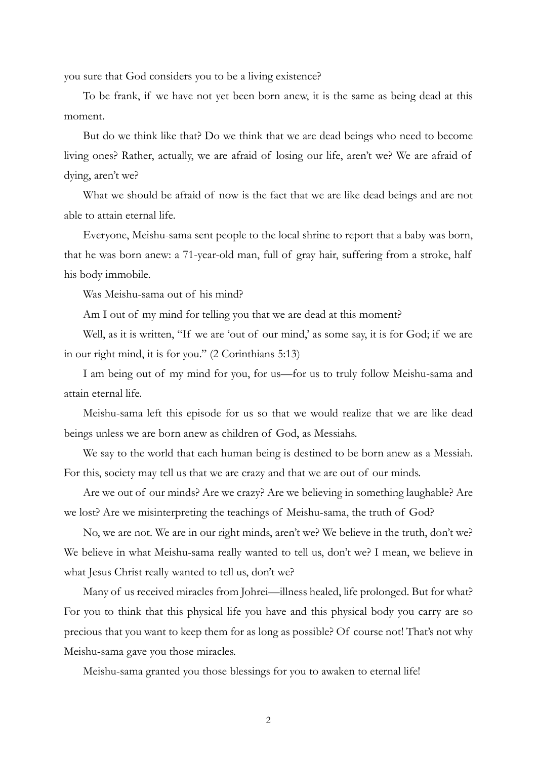you sure that God considers you to be a living existence?

To be frank, if we have not yet been born anew, it is the same as being dead at this moment.

But do we think like that? Do we think that we are dead beings who need to become living ones? Rather, actually, we are afraid of losing our life, aren't we? We are afraid of dying, aren't we?

What we should be afraid of now is the fact that we are like dead beings and are not able to attain eternal life.

Everyone, Meishu-sama sent people to the local shrine to report that a baby was born, that he was born anew: a 71-year-old man, full of gray hair, suffering from a stroke, half his body immobile.

Was Meishu-sama out of his mind?

Am I out of my mind for telling you that we are dead at this moment?

Well, as it is written, "If we are 'out of our mind,' as some say, it is for God; if we are in our right mind, it is for you." (2 Corinthians 5:13)

I am being out of my mind for you, for us—for us to truly follow Meishu-sama and attain eternal life.

Meishu-sama left this episode for us so that we would realize that we are like dead beings unless we are born anew as children of God, as Messiahs.

We say to the world that each human being is destined to be born anew as a Messiah. For this, society may tell us that we are crazy and that we are out of our minds.

Are we out of our minds? Are we crazy? Are we believing in something laughable? Are we lost? Are we misinterpreting the teachings of Meishu-sama, the truth of God?

No, we are not. We are in our right minds, aren't we? We believe in the truth, don't we? We believe in what Meishu-sama really wanted to tell us, don't we? I mean, we believe in what Jesus Christ really wanted to tell us, don't we?

Many of us received miracles from Johrei—illness healed, life prolonged. But for what? For you to think that this physical life you have and this physical body you carry are so precious that you want to keep them for as long as possible? Of course not! That's not why Meishu-sama gave you those miracles.

Meishu-sama granted you those blessings for you to awaken to eternal life!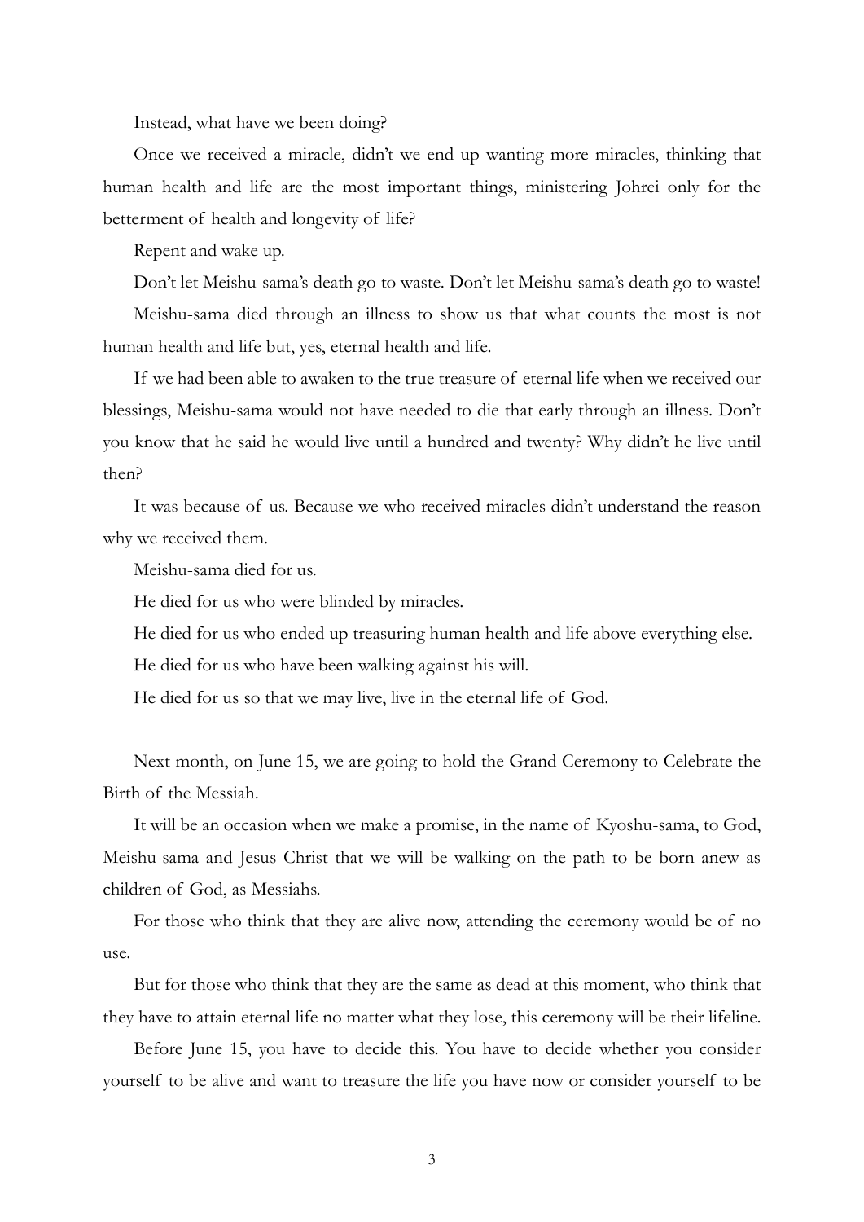Instead, what have we been doing?

Once we received a miracle, didn't we end up wanting more miracles, thinking that human health and life are the most important things, ministering Johrei only for the betterment of health and longevity of life?

Repent and wake up.

Don't let Meishu-sama's death go to waste. Don't let Meishu-sama's death go to waste!

Meishu-sama died through an illness to show us that what counts the most is not human health and life but, yes, eternal health and life.

If we had been able to awaken to the true treasure of eternal life when we received our blessings, Meishu-sama would not have needed to die that early through an illness. Don't you know that he said he would live until a hundred and twenty? Why didn't he live until then?

It was because of us. Because we who received miracles didn't understand the reason why we received them.

Meishu-sama died for us.

He died for us who were blinded by miracles.

He died for us who ended up treasuring human health and life above everything else.

He died for us who have been walking against his will.

He died for us so that we may live, live in the eternal life of God.

Next month, on June 15, we are going to hold the Grand Ceremony to Celebrate the Birth of the Messiah.

It will be an occasion when we make a promise, in the name of Kyoshu-sama, to God, Meishu-sama and Jesus Christ that we will be walking on the path to be born anew as children of God, as Messiahs.

For those who think that they are alive now, attending the ceremony would be of no use.

But for those who think that they are the same as dead at this moment, who think that they have to attain eternal life no matter what they lose, this ceremony will be their lifeline.

Before June 15, you have to decide this. You have to decide whether you consider yourself to be alive and want to treasure the life you have now or consider yourself to be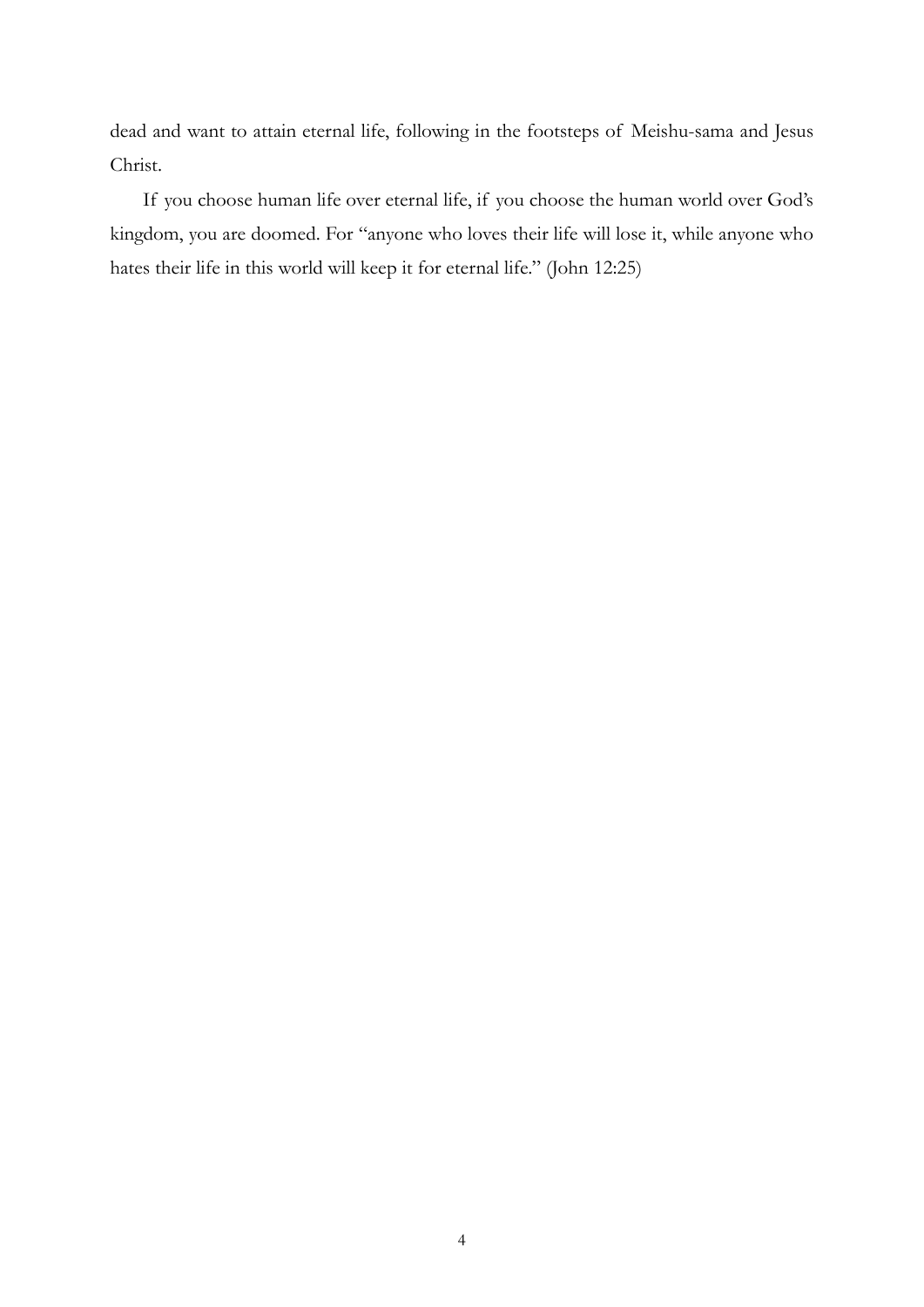dead and want to attain eternal life, following in the footsteps of Meishu-sama and Jesus Christ.

If you choose human life over eternal life, if you choose the human world over God's kingdom, you are doomed. For "anyone who loves their life will lose it, while anyone who hates their life in this world will keep it for eternal life." (John 12:25)